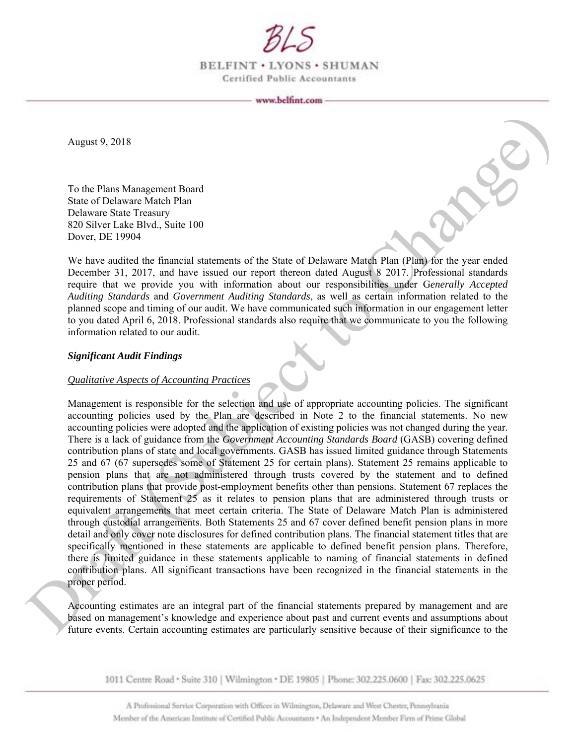BLS

BELFINT • LYONS • SHUMAN
Certified Public Accountants

www.belfint.com

August 9, 2018

To the Plans Management Board
State of Delaware Match Plan
Delaware State Treasury
820 Silver Lake Blvd., Suite 100
Dover, DE 19904

We have audited the financial statements of the State of Delaware Match Plan (Plan) for the year ended December 31, 2017, and have issued our report thereon dated August 8 2017. Professional standards require that we provide you with information about our responsibilities under *Generally Accepted Auditing Standards* and *Government Auditing Standards*, as well as certain information related to the planned scope and timing of our audit. We have communicated such information in our engagement letter to you dated April 6, 2018. Professional standards also require that we communicate to you the following information related to our audit.

***Significant Audit Findings***

*Qualitative Aspects of Accounting Practices*

Management is responsible for the selection and use of appropriate accounting policies. The significant accounting policies used by the Plan are described in Note 2 to the financial statements. No new accounting policies were adopted and the application of existing policies was not changed during the year. There is a lack of guidance from the *Government Accounting Standards Board* (GASB) covering defined contribution plans of state and local governments. GASB has issued limited guidance through Statements 25 and 67 (67 supersedes some of Statement 25 for certain plans). Statement 25 remains applicable to pension plans that are not administered through trusts covered by the statement and to defined contribution plans that provide post-employment benefits other than pensions. Statement 67 replaces the requirements of Statement 25 as it relates to pension plans that are administered through trusts or equivalent arrangements that meet certain criteria. The State of Delaware Match Plan is administered through custodial arrangements. Both Statements 25 and 67 cover defined benefit pension plans in more detail and only cover note disclosures for defined contribution plans. The financial statement titles that are specifically mentioned in these statements are applicable to defined benefit pension plans. Therefore, there is limited guidance in these statements applicable to naming of financial statements in defined contribution plans. All significant transactions have been recognized in the financial statements in the proper period.

Accounting estimates are an integral part of the financial statements prepared by management and are based on management's knowledge and experience about past and current events and assumptions about future events. Certain accounting estimates are particularly sensitive because of their significance to the

1011 Centre Road • Suite 310 | Wilmington • DE 19805 | Phone: 302.225.0600 | Fax: 302.225.0625

A Professional Service Corporation with Offices in Wilmington, Delaware and West Chester, Pennsylvania
Member of the American Institute of Certified Public Accountants • An Independent Member Firm of Prime Global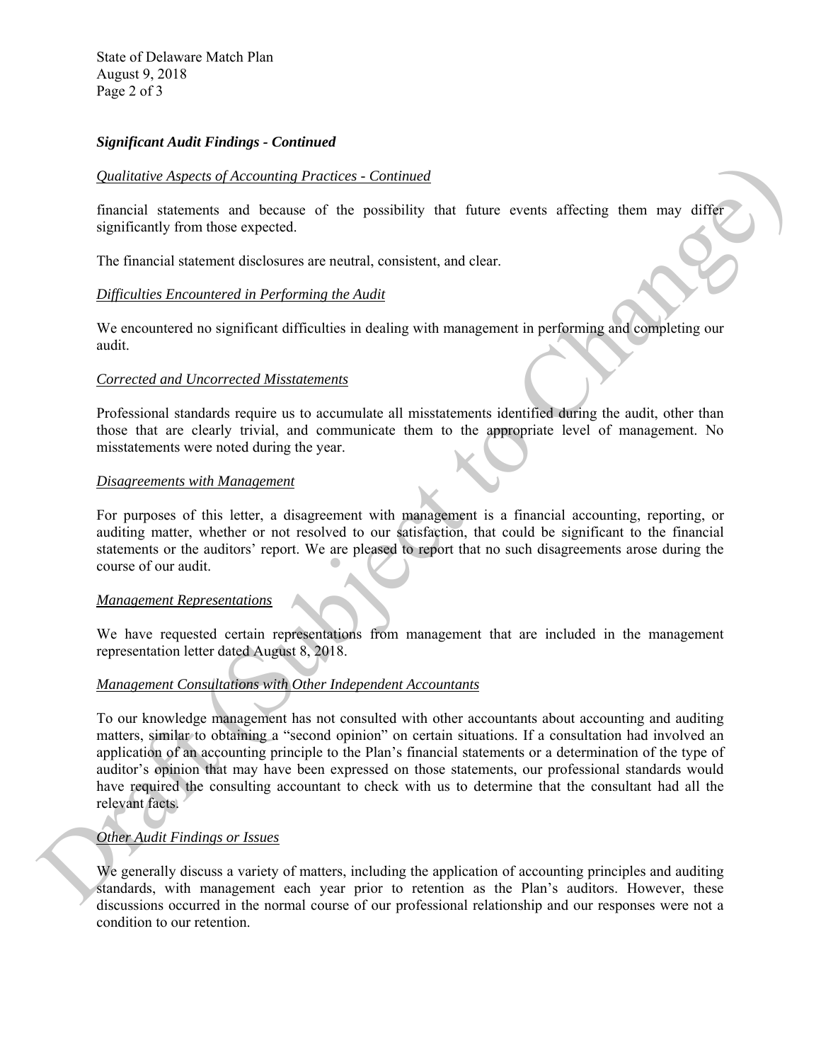### *Significant Audit Findings - Continued*

*Qualitative Aspects of Accounting Practices - Continued*

financial statements and because of the possibility that future events affecting them may differ significantly from those expected.

The financial statement disclosures are neutral, consistent, and clear.

*Difficulties Encountered in Performing the Audit*

We encountered no significant difficulties in dealing with management in performing and completing our audit.

*Corrected and Uncorrected Misstatements*

Professional standards require us to accumulate all misstatements identified during the audit, other than those that are clearly trivial, and communicate them to the appropriate level of management. No misstatements were noted during the year.

*Disagreements with Management*

For purposes of this letter, a disagreement with management is a financial accounting, reporting, or auditing matter, whether or not resolved to our satisfaction, that could be significant to the financial statements or the auditors' report. We are pleased to report that no such disagreements arose during the course of our audit.

*Management Representations*

We have requested certain representations from management that are included in the management representation letter dated August 8, 2018.

*Management Consultations with Other Independent Accountants*

To our knowledge management has not consulted with other accountants about accounting and auditing matters, similar to obtaining a "second opinion" on certain situations. If a consultation had involved an application of an accounting principle to the Plan's financial statements or a determination of the type of auditor's opinion that may have been expressed on those statements, our professional standards would have required the consulting accountant to check with us to determine that the consultant had all the relevant facts.

*Other Audit Findings or Issues*

We generally discuss a variety of matters, including the application of accounting principles and auditing standards, with management each year prior to retention as the Plan's auditors. However, these discussions occurred in the normal course of our professional relationship and our responses were not a condition to our retention.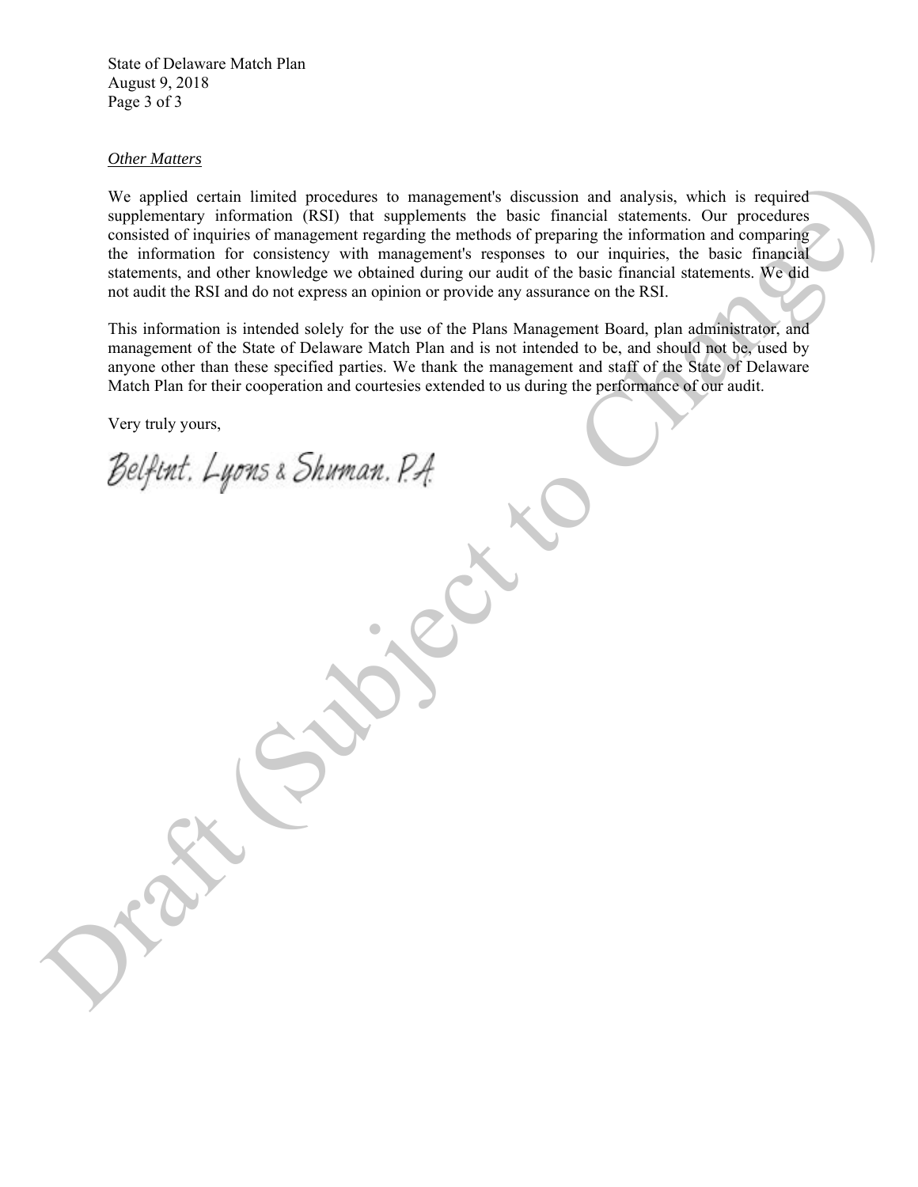*Other Matters*

We applied certain limited procedures to management's discussion and analysis, which is required supplementary information (RSI) that supplements the basic financial statements. Our procedures consisted of inquiries of management regarding the methods of preparing the information and comparing the information for consistency with management's responses to our inquiries, the basic financial statements, and other knowledge we obtained during our audit of the basic financial statements. We did not audit the RSI and do not express an opinion or provide any assurance on the RSI.

This information is intended solely for the use of the Plans Management Board, plan administrator, and management of the State of Delaware Match Plan and is not intended to be, and should not be, used by anyone other than these specified parties. We thank the management and staff of the State of Delaware Match Plan for their cooperation and courtesies extended to us during the performance of our audit.

Very truly yours,

Belfint, Lyons & Shuman, P.A.

Draft (Subject to Change)